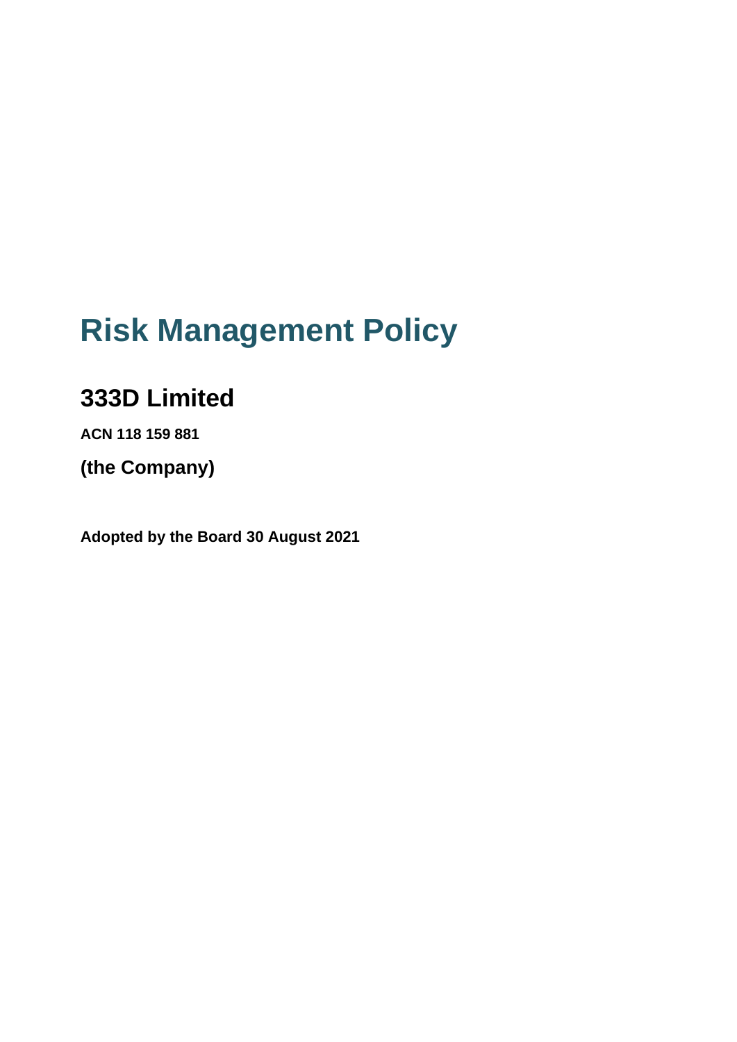# Risk Management Policy

## 333D Limited

**ACN 118 159 881**

**(the Company)**

**Adopted by the Board 30 August 2021**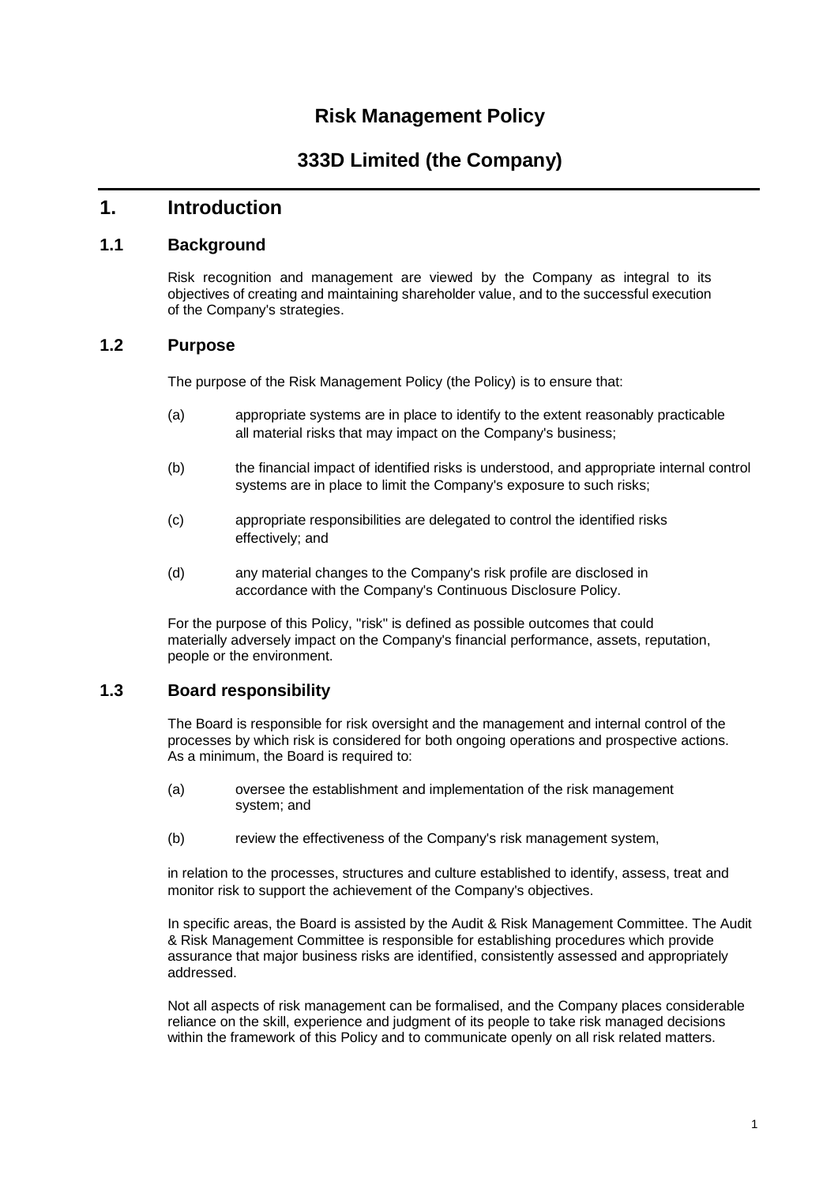# Risk Management Policy

# 333D Limited (the Company)

## 1. Introduction

### 1.1 Background

Risk recognition and management are viewed by the Company as integral to its objectives of creating and maintaining shareholder value, and to the successful execution of the Company's strategies.

### 1.2 Purpose

The purpose of the Risk Management Policy (the Policy) is to ensure that:

(a) appropriate systems are in place to identify to the extent reasonably practicable all material risks that may impact on the Company's business;

(b) the financial impact of identified risks is understood, and appropriate internal control systems are in place to limit the Company's exposure to such risks;

(c) appropriate responsibilities are delegated to control the identified risks effectively; and

(d) any material changes to the Company's risk profile are disclosed in accordance with the Company's Continuous Disclosure Policy.

For the purpose of this Policy, "risk" is defined as possible outcomes that could materially adversely impact on the Company's financial performance, assets, reputation, people or the environment.

### 1.3 Board responsibility

The Board is responsible for risk oversight and the management and internal control of the processes by which risk is considered for both ongoing operations and prospective actions. As a minimum, the Board is required to:

(a) oversee the establishment and implementation of the risk management system; and

(b) review the effectiveness of the Company's risk management system,

in relation to the processes, structures and culture established to identify, assess, treat and monitor risk to support the achievement of the Company's objectives.

In specific areas, the Board is assisted by the Audit & Risk Management Committee. The Audit & Risk Management Committee is responsible for establishing procedures which provide assurance that major business risks are identified, consistently assessed and appropriately addressed.

Not all aspects of risk management can be formalised, and the Company places considerable reliance on the skill, experience and judgment of its people to take risk managed decisions within the framework of this Policy and to communicate openly on all risk related matters.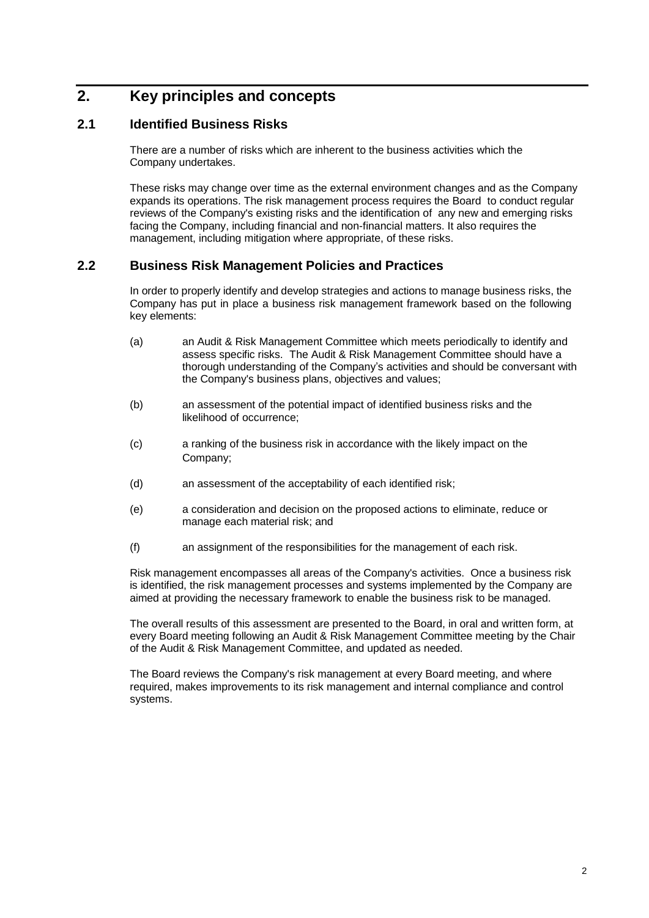# 2. Key principles and concepts

## 2.1 Identified Business Risks

There are a number of risks which are inherent to the business activities which the Company undertakes.

These risks may change over time as the external environment changes and as the Company expands its operations. The risk management process requires the Board to conduct regular reviews of the Company's existing risks and the identification of any new and emerging risks facing the Company, including financial and non-financial matters. It also requires the management, including mitigation where appropriate, of these risks.

## 2.2 Business Risk Management Policies and Practices

In order to properly identify and develop strategies and actions to manage business risks, the Company has put in place a business risk management framework based on the following key elements:

(a) an Audit & Risk Management Committee which meets periodically to identify and assess specific risks. The Audit & Risk Management Committee should have a thorough understanding of the Company's activities and should be conversant with the Company's business plans, objectives and values;

(b) an assessment of the potential impact of identified business risks and the likelihood of occurrence;

(c) a ranking of the business risk in accordance with the likely impact on the Company;

(d) an assessment of the acceptability of each identified risk;

(e) a consideration and decision on the proposed actions to eliminate, reduce or manage each material risk; and

(f) an assignment of the responsibilities for the management of each risk.

Risk management encompasses all areas of the Company's activities. Once a business risk is identified, the risk management processes and systems implemented by the Company are aimed at providing the necessary framework to enable the business risk to be managed.

The overall results of this assessment are presented to the Board, in oral and written form, at every Board meeting following an Audit & Risk Management Committee meeting by the Chair of the Audit & Risk Management Committee, and updated as needed.

The Board reviews the Company's risk management at every Board meeting, and where required, makes improvements to its risk management and internal compliance and control systems.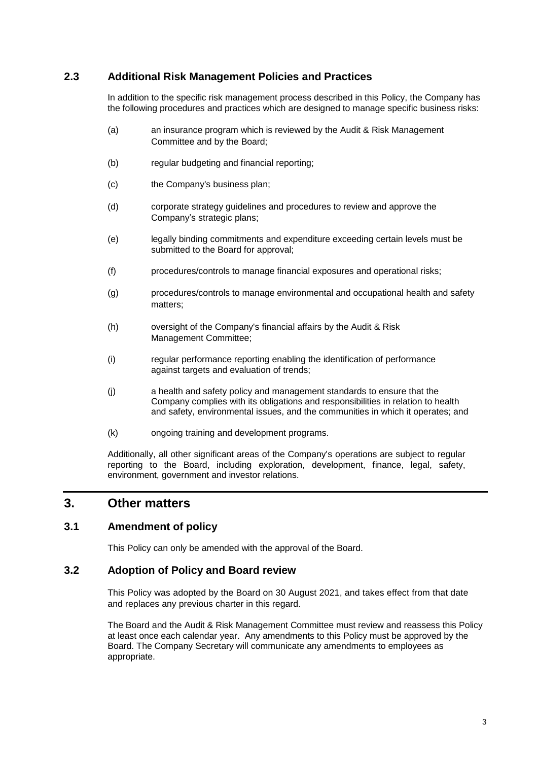### 2.3 Additional Risk Management Policies and Practices

In addition to the specific risk management process described in this Policy, the Company has the following procedures and practices which are designed to manage specific business risks:

(a) an insurance program which is reviewed by the Audit & Risk Management Committee and by the Board;

(b) regular budgeting and financial reporting;

(c) the Company's business plan;

(d) corporate strategy guidelines and procedures to review and approve the Company's strategic plans;

(e) legally binding commitments and expenditure exceeding certain levels must be submitted to the Board for approval;

(f) procedures/controls to manage financial exposures and operational risks;

(g) procedures/controls to manage environmental and occupational health and safety matters;

(h) oversight of the Company's financial affairs by the Audit & Risk Management Committee;

(i) regular performance reporting enabling the identification of performance against targets and evaluation of trends;

(j) a health and safety policy and management standards to ensure that the Company complies with its obligations and responsibilities in relation to health and safety, environmental issues, and the communities in which it operates; and

(k) ongoing training and development programs.

Additionally, all other significant areas of the Company's operations are subject to regular reporting to the Board, including exploration, development, finance, legal, safety, environment, government and investor relations.

## 3. Other matters

### 3.1 Amendment of policy

This Policy can only be amended with the approval of the Board.

### 3.2 Adoption of Policy and Board review

This Policy was adopted by the Board on 30 August 2021, and takes effect from that date and replaces any previous charter in this regard.

The Board and the Audit & Risk Management Committee must review and reassess this Policy at least once each calendar year. Any amendments to this Policy must be approved by the Board. The Company Secretary will communicate any amendments to employees as appropriate.